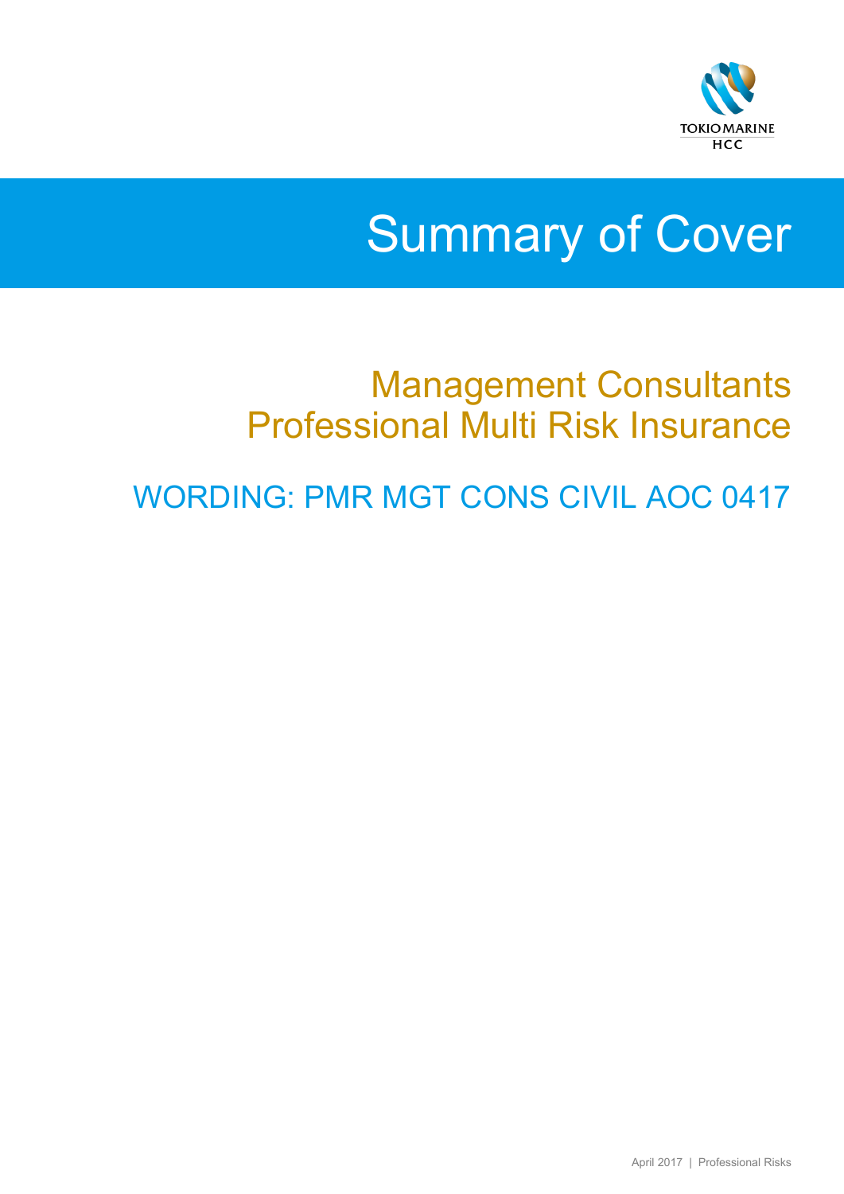TOKIO MARINE HCC

# Summary of Cover

## Management Consultants Professional Multi Risk Insurance

## WORDING: PMR MGT CONS CIVIL AOC 0417

April 2017 | Professional Risks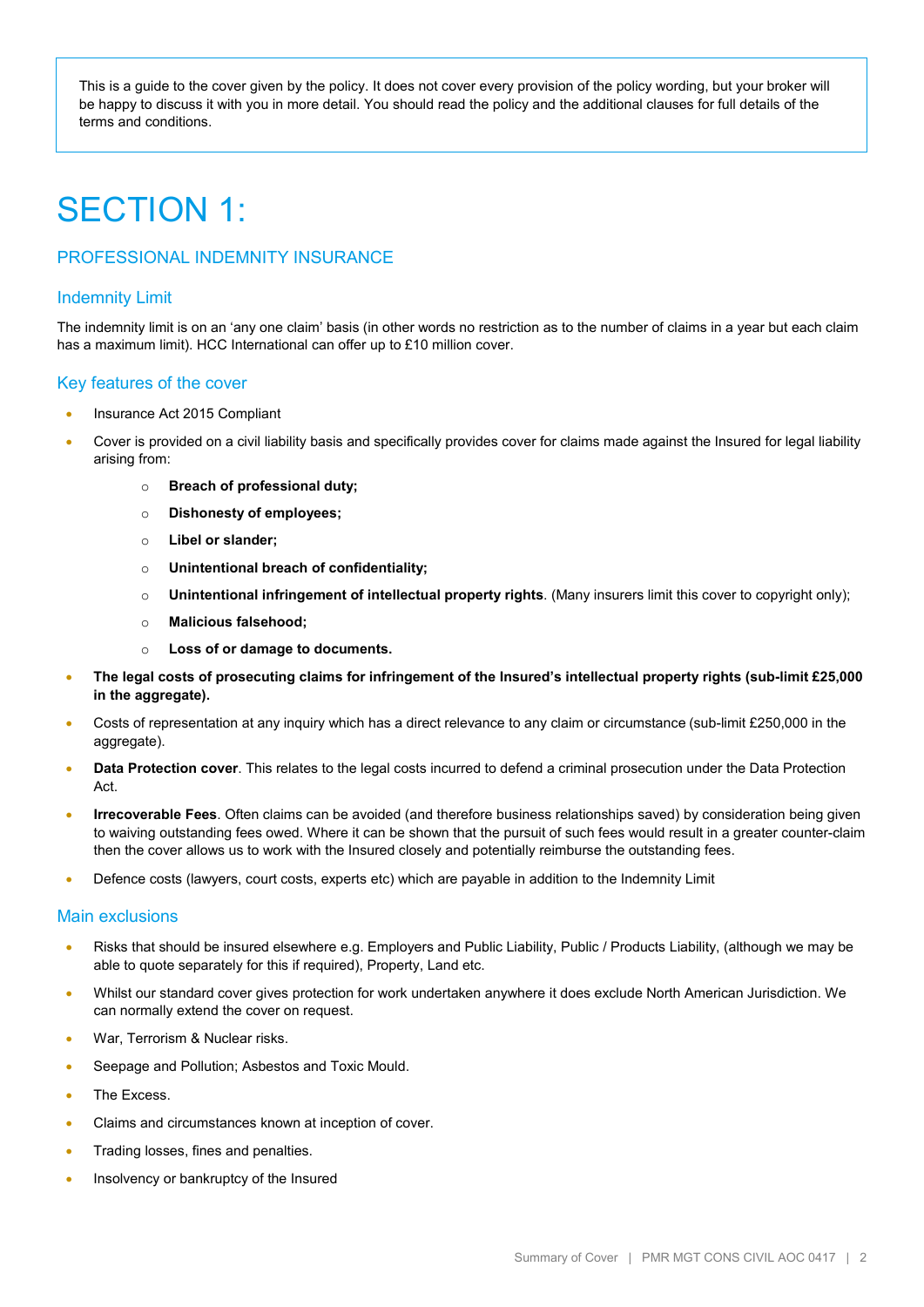This is a guide to the cover given by the policy. It does not cover every provision of the policy wording, but your broker will be happy to discuss it with you in more detail. You should read the policy and the additional clauses for full details of the terms and conditions.

# SECTION 1:

## PROFESSIONAL INDEMNITY INSURANCE

### Indemnity Limit

The indemnity limit is on an 'any one claim' basis (in other words no restriction as to the number of claims in a year but each claim has a maximum limit). HCC International can offer up to £10 million cover.

### Key features of the cover

- Insurance Act 2015 Compliant
- Cover is provided on a civil liability basis and specifically provides cover for claims made against the Insured for legal liability arising from:
  - **Breach of professional duty;**
  - **Dishonesty of employees;**
  - **Libel or slander;**
  - **Unintentional breach of confidentiality;**
  - **Unintentional infringement of intellectual property rights**. (Many insurers limit this cover to copyright only);
  - **Malicious falsehood;**
  - **Loss of or damage to documents.**
- **The legal costs of prosecuting claims for infringement of the Insured's intellectual property rights (sub-limit £25,000 in the aggregate).**
- Costs of representation at any inquiry which has a direct relevance to any claim or circumstance (sub-limit £250,000 in the aggregate).
- **Data Protection cover**. This relates to the legal costs incurred to defend a criminal prosecution under the Data Protection Act.
- **Irrecoverable Fees**. Often claims can be avoided (and therefore business relationships saved) by consideration being given to waiving outstanding fees owed. Where it can be shown that the pursuit of such fees would result in a greater counter-claim then the cover allows us to work with the Insured closely and potentially reimburse the outstanding fees.
- Defence costs (lawyers, court costs, experts etc) which are payable in addition to the Indemnity Limit

### Main exclusions

- Risks that should be insured elsewhere e.g. Employers and Public Liability, Public / Products Liability, (although we may be able to quote separately for this if required), Property, Land etc.
- Whilst our standard cover gives protection for work undertaken anywhere it does exclude North American Jurisdiction. We can normally extend the cover on request.
- War, Terrorism & Nuclear risks.
- Seepage and Pollution; Asbestos and Toxic Mould.
- The Excess.
- Claims and circumstances known at inception of cover.
- Trading losses, fines and penalties.
- Insolvency or bankruptcy of the Insured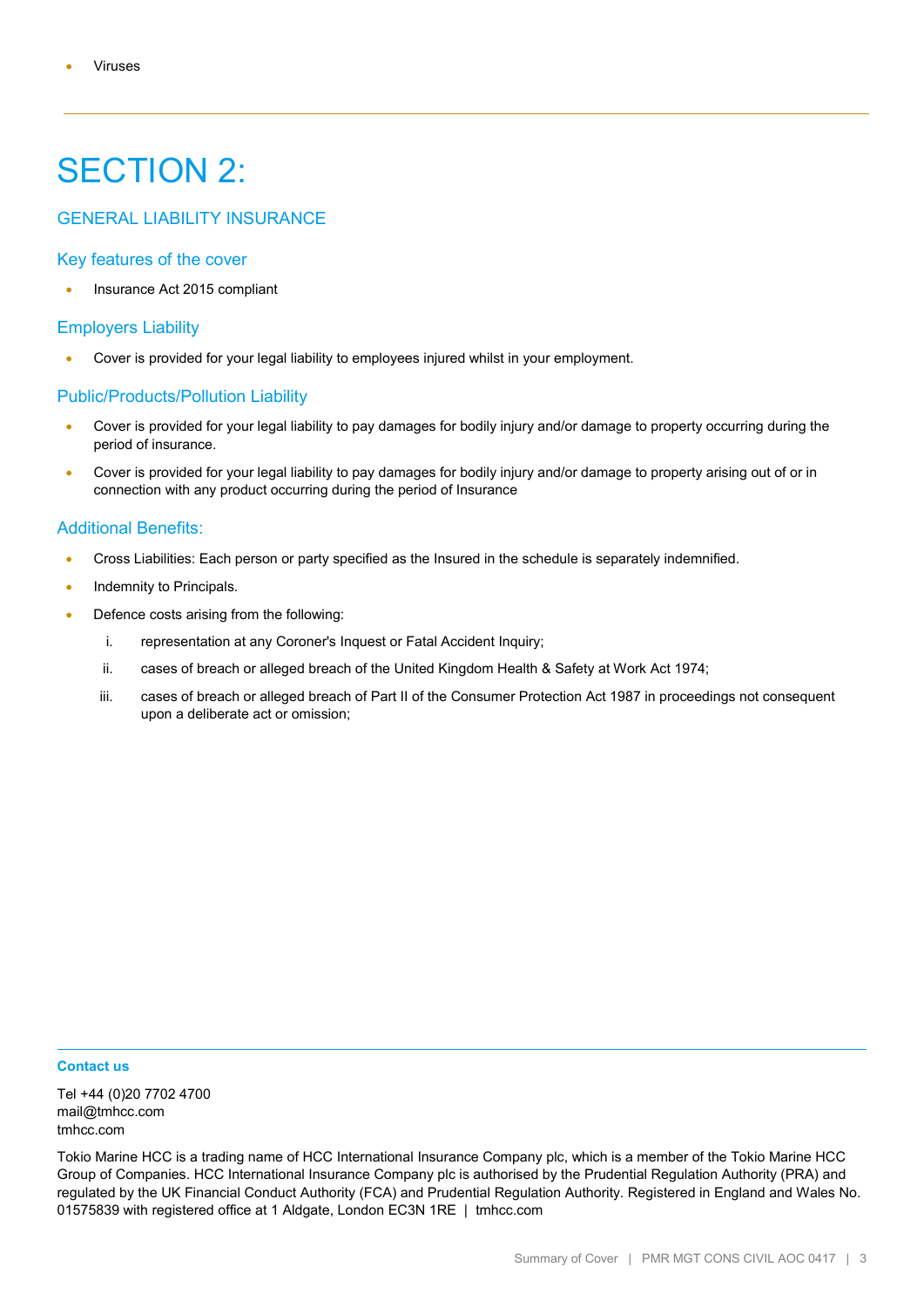- Viruses

# SECTION 2:

## GENERAL LIABILITY INSURANCE

### Key features of the cover

- Insurance Act 2015 compliant

### Employers Liability

- Cover is provided for your legal liability to employees injured whilst in your employment.

### Public/Products/Pollution Liability

- Cover is provided for your legal liability to pay damages for bodily injury and/or damage to property occurring during the period of insurance.
- Cover is provided for your legal liability to pay damages for bodily injury and/or damage to property arising out of or in connection with any product occurring during the period of Insurance

### Additional Benefits:

- Cross Liabilities: Each person or party specified as the Insured in the schedule is separately indemnified.
- Indemnity to Principals.
- Defence costs arising from the following:
  - i. representation at any Coroner's Inquest or Fatal Accident Inquiry;
  - ii. cases of breach or alleged breach of the United Kingdom Health & Safety at Work Act 1974;
  - iii. cases of breach or alleged breach of Part II of the Consumer Protection Act 1987 in proceedings not consequent upon a deliberate act or omission;

**Contact us**

Tel +44 (0)20 7702 4700
mail@tmhcc.com
tmhcc.com

Tokio Marine HCC is a trading name of HCC International Insurance Company plc, which is a member of the Tokio Marine HCC Group of Companies. HCC International Insurance Company plc is authorised by the Prudential Regulation Authority (PRA) and regulated by the UK Financial Conduct Authority (FCA) and Prudential Regulation Authority. Registered in England and Wales No. 01575839 with registered office at 1 Aldgate, London EC3N 1RE | tmhcc.com